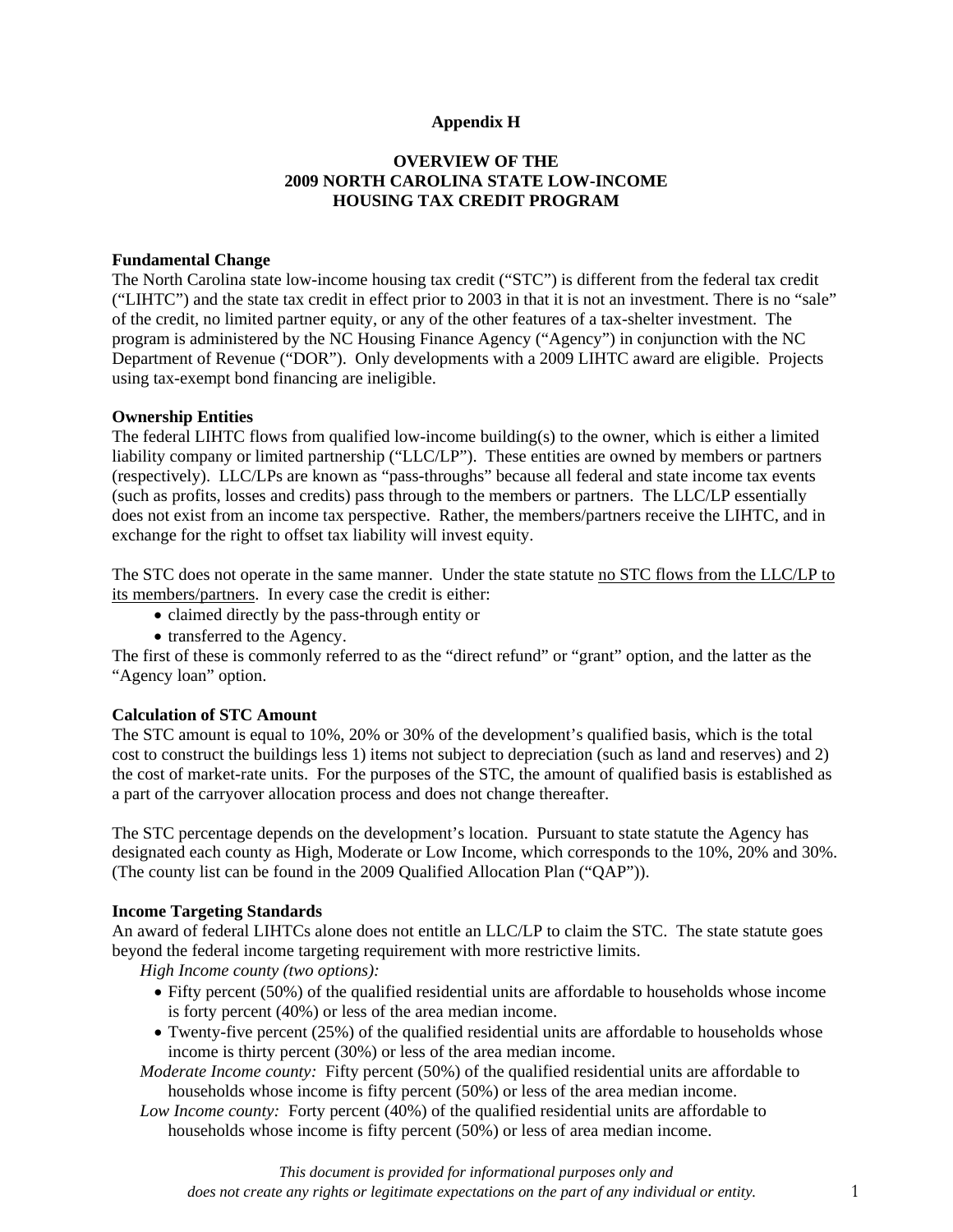**Appendix H**

# OVERVIEW OF THE 2009 NORTH CAROLINA STATE LOW-INCOME HOUSING TAX CREDIT PROGRAM

**Fundamental Change**

The North Carolina state low-income housing tax credit ("STC") is different from the federal tax credit ("LIHTC") and the state tax credit in effect prior to 2003 in that it is not an investment. There is no "sale" of the credit, no limited partner equity, or any of the other features of a tax-shelter investment. The program is administered by the NC Housing Finance Agency ("Agency") in conjunction with the NC Department of Revenue ("DOR"). Only developments with a 2009 LIHTC award are eligible. Projects using tax-exempt bond financing are ineligible.

**Ownership Entities**

The federal LIHTC flows from qualified low-income building(s) to the owner, which is either a limited liability company or limited partnership ("LLC/LP"). These entities are owned by members or partners (respectively). LLC/LPs are known as "pass-throughs" because all federal and state income tax events (such as profits, losses and credits) pass through to the members or partners. The LLC/LP essentially does not exist from an income tax perspective. Rather, the members/partners receive the LIHTC, and in exchange for the right to offset tax liability will invest equity.

The STC does not operate in the same manner. Under the state statute <u>no STC flows from the LLC/LP to its members/partners</u>. In every case the credit is either:

- claimed directly by the pass-through entity or
- transferred to the Agency.

The first of these is commonly referred to as the "direct refund" or "grant" option, and the latter as the "Agency loan" option.

**Calculation of STC Amount**

The STC amount is equal to 10%, 20% or 30% of the development's qualified basis, which is the total cost to construct the buildings less 1) items not subject to depreciation (such as land and reserves) and 2) the cost of market-rate units. For the purposes of the STC, the amount of qualified basis is established as a part of the carryover allocation process and does not change thereafter.

The STC percentage depends on the development's location. Pursuant to state statute the Agency has designated each county as High, Moderate or Low Income, which corresponds to the 10%, 20% and 30%. (The county list can be found in the 2009 Qualified Allocation Plan ("QAP")).

**Income Targeting Standards**

An award of federal LIHTCs alone does not entitle an LLC/LP to claim the STC. The state statute goes beyond the federal income targeting requirement with more restrictive limits.

*High Income county (two options):*

- Fifty percent (50%) of the qualified residential units are affordable to households whose income is forty percent (40%) or less of the area median income.
- Twenty-five percent (25%) of the qualified residential units are affordable to households whose income is thirty percent (30%) or less of the area median income.

*Moderate Income county:* Fifty percent (50%) of the qualified residential units are affordable to households whose income is fifty percent (50%) or less of the area median income.

*Low Income county:* Forty percent (40%) of the qualified residential units are affordable to households whose income is fifty percent (50%) or less of area median income.

*This document is provided for informational purposes only and does not create any rights or legitimate expectations on the part of any individual or entity.*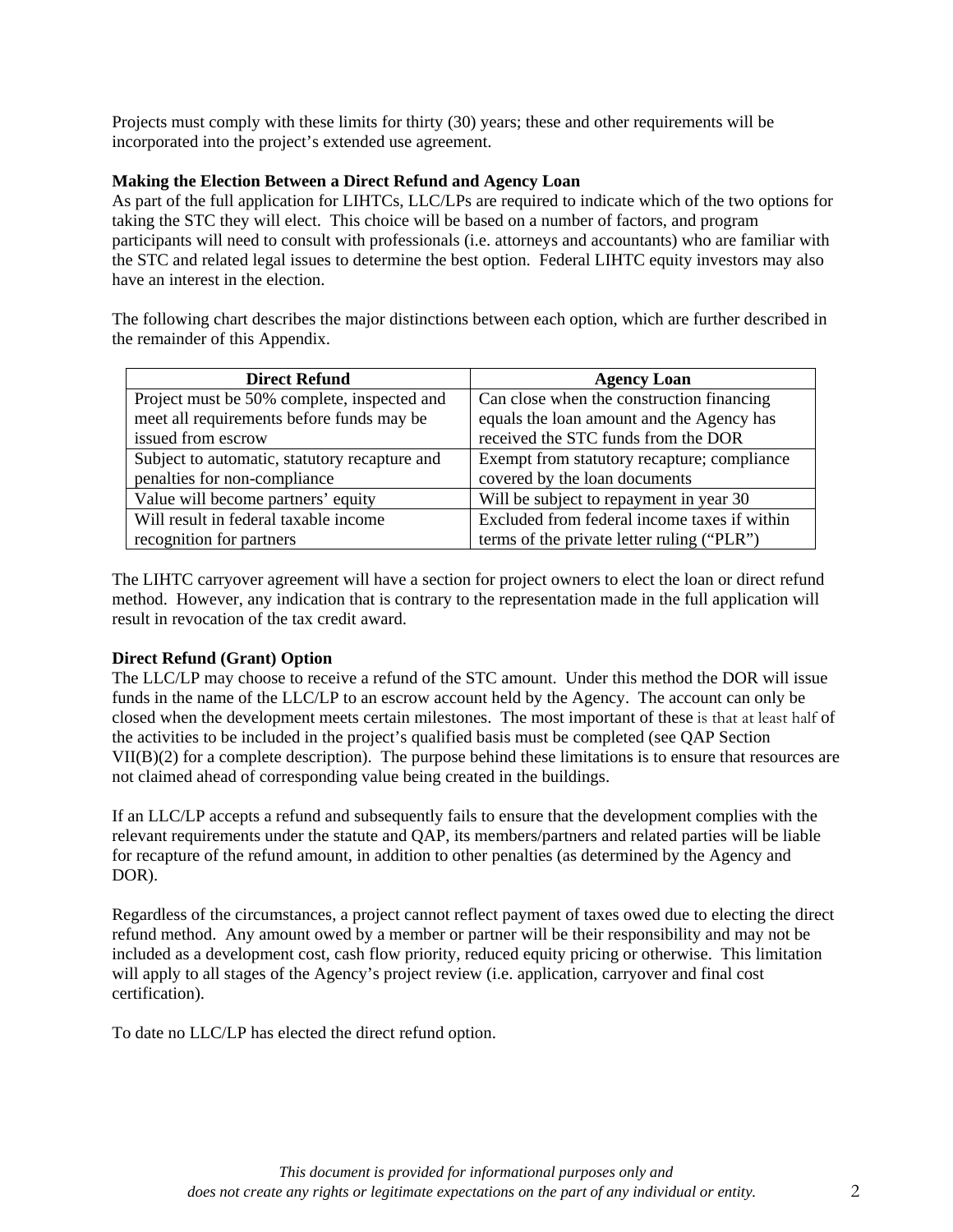Projects must comply with these limits for thirty (30) years; these and other requirements will be incorporated into the project's extended use agreement.

**Making the Election Between a Direct Refund and Agency Loan**

As part of the full application for LIHTCs, LLC/LPs are required to indicate which of the two options for taking the STC they will elect. This choice will be based on a number of factors, and program participants will need to consult with professionals (i.e. attorneys and accountants) who are familiar with the STC and related legal issues to determine the best option. Federal LIHTC equity investors may also have an interest in the election.

The following chart describes the major distinctions between each option, which are further described in the remainder of this Appendix.

| Direct Refund | Agency Loan |
| --- | --- |
| Project must be 50% complete, inspected and meet all requirements before funds may be issued from escrow | Can close when the construction financing equals the loan amount and the Agency has received the STC funds from the DOR |
| Subject to automatic, statutory recapture and penalties for non-compliance | Exempt from statutory recapture; compliance covered by the loan documents |
| Value will become partners' equity | Will be subject to repayment in year 30 |
| Will result in federal taxable income recognition for partners | Excluded from federal income taxes if within terms of the private letter ruling ("PLR") |

The LIHTC carryover agreement will have a section for project owners to elect the loan or direct refund method. However, any indication that is contrary to the representation made in the full application will result in revocation of the tax credit award.

**Direct Refund (Grant) Option**

The LLC/LP may choose to receive a refund of the STC amount. Under this method the DOR will issue funds in the name of the LLC/LP to an escrow account held by the Agency. The account can only be closed when the development meets certain milestones. The most important of these is that at least half of the activities to be included in the project's qualified basis must be completed (see QAP Section VII(B)(2) for a complete description). The purpose behind these limitations is to ensure that resources are not claimed ahead of corresponding value being created in the buildings.

If an LLC/LP accepts a refund and subsequently fails to ensure that the development complies with the relevant requirements under the statute and QAP, its members/partners and related parties will be liable for recapture of the refund amount, in addition to other penalties (as determined by the Agency and DOR).

Regardless of the circumstances, a project cannot reflect payment of taxes owed due to electing the direct refund method. Any amount owed by a member or partner will be their responsibility and may not be included as a development cost, cash flow priority, reduced equity pricing or otherwise. This limitation will apply to all stages of the Agency's project review (i.e. application, carryover and final cost certification).

To date no LLC/LP has elected the direct refund option.

*This document is provided for informational purposes only and does not create any rights or legitimate expectations on the part of any individual or entity.*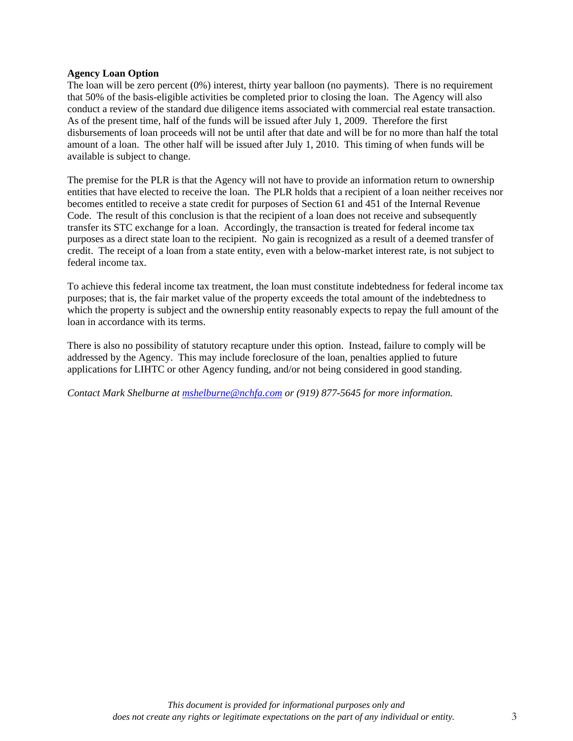**Agency Loan Option**

The loan will be zero percent (0%) interest, thirty year balloon (no payments). There is no requirement that 50% of the basis-eligible activities be completed prior to closing the loan. The Agency will also conduct a review of the standard due diligence items associated with commercial real estate transaction. As of the present time, half of the funds will be issued after July 1, 2009. Therefore the first disbursements of loan proceeds will not be until after that date and will be for no more than half the total amount of a loan. The other half will be issued after July 1, 2010. This timing of when funds will be available is subject to change.

The premise for the PLR is that the Agency will not have to provide an information return to ownership entities that have elected to receive the loan. The PLR holds that a recipient of a loan neither receives nor becomes entitled to receive a state credit for purposes of Section 61 and 451 of the Internal Revenue Code. The result of this conclusion is that the recipient of a loan does not receive and subsequently transfer its STC exchange for a loan. Accordingly, the transaction is treated for federal income tax purposes as a direct state loan to the recipient. No gain is recognized as a result of a deemed transfer of credit. The receipt of a loan from a state entity, even with a below-market interest rate, is not subject to federal income tax.

To achieve this federal income tax treatment, the loan must constitute indebtedness for federal income tax purposes; that is, the fair market value of the property exceeds the total amount of the indebtedness to which the property is subject and the ownership entity reasonably expects to repay the full amount of the loan in accordance with its terms.

There is also no possibility of statutory recapture under this option. Instead, failure to comply will be addressed by the Agency. This may include foreclosure of the loan, penalties applied to future applications for LIHTC or other Agency funding, and/or not being considered in good standing.

*Contact Mark Shelburne at mshelburne@nchfa.com or (919) 877-5645 for more information.*

*This document is provided for informational purposes only and does not create any rights or legitimate expectations on the part of any individual or entity.*